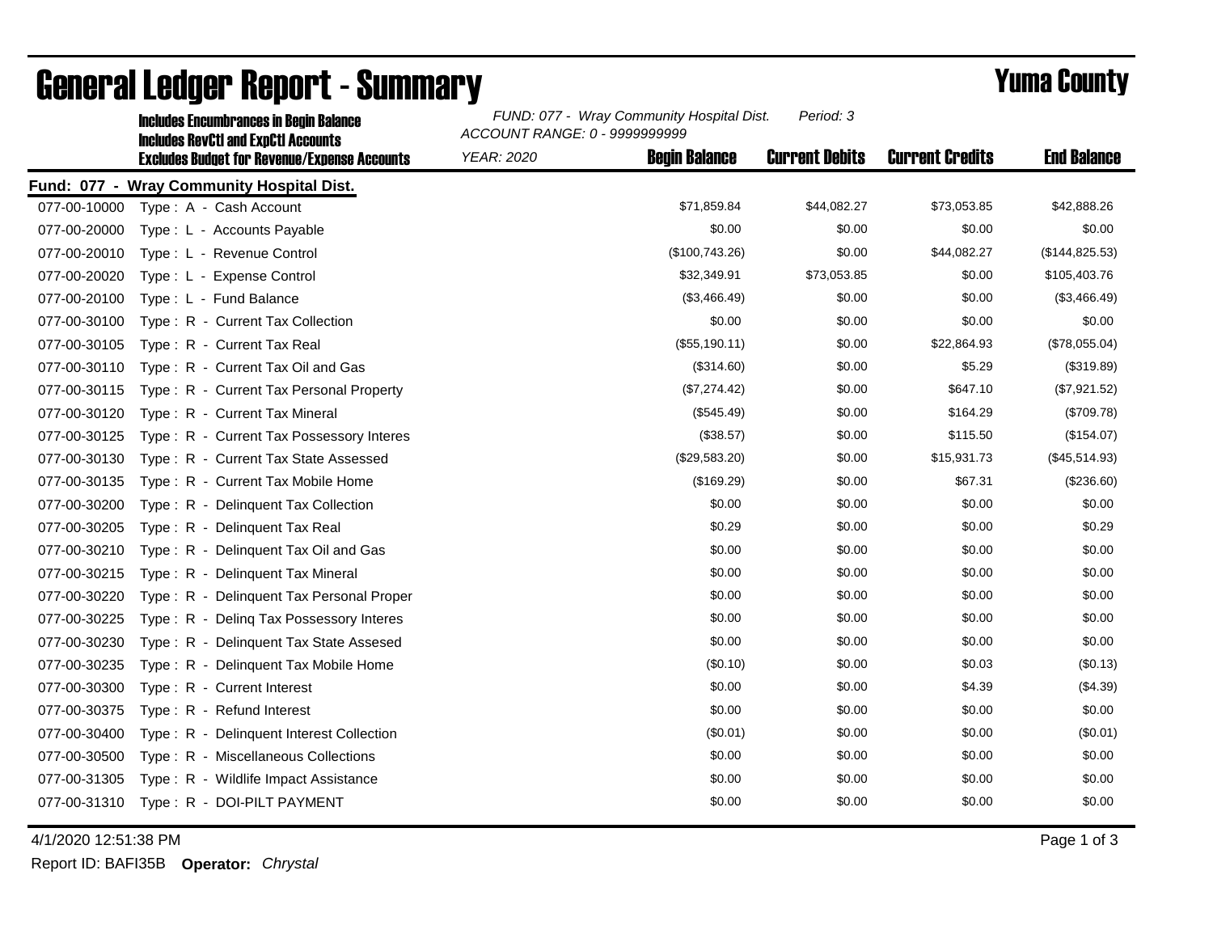# General Ledger Report - Summary

## Yuma County

**Includes Encumbrances in Begin Balance**
**Includes RevCtl and ExpCtl Accounts**
**Excludes Budget for Revenue/Expense Accounts**

*FUND: 077 - Wray Community Hospital Dist.* *Period: 3*
*ACCOUNT RANGE: 0 - 9999999999*
*YEAR: 2020*

**Fund: 077 - Wray Community Hospital Dist.**

| Account | Description | Begin Balance | Current Debits | Current Credits | End Balance |
|---|---|---|---|---|---|
| 077-00-10000 | Type : A - Cash Account | $71,859.84 | $44,082.27 | $73,053.85 | $42,888.26 |
| 077-00-20000 | Type : L - Accounts Payable | $0.00 | $0.00 | $0.00 | $0.00 |
| 077-00-20010 | Type : L - Revenue Control | ($100,743.26) | $0.00 | $44,082.27 | ($144,825.53) |
| 077-00-20020 | Type : L - Expense Control | $32,349.91 | $73,053.85 | $0.00 | $105,403.76 |
| 077-00-20100 | Type : L - Fund Balance | ($3,466.49) | $0.00 | $0.00 | ($3,466.49) |
| 077-00-30100 | Type : R - Current Tax Collection | $0.00 | $0.00 | $0.00 | $0.00 |
| 077-00-30105 | Type : R - Current Tax Real | ($55,190.11) | $0.00 | $22,864.93 | ($78,055.04) |
| 077-00-30110 | Type : R - Current Tax Oil and Gas | ($314.60) | $0.00 | $5.29 | ($319.89) |
| 077-00-30115 | Type : R - Current Tax Personal Property | ($7,274.42) | $0.00 | $647.10 | ($7,921.52) |
| 077-00-30120 | Type : R - Current Tax Mineral | ($545.49) | $0.00 | $164.29 | ($709.78) |
| 077-00-30125 | Type : R - Current Tax Possessory Interes | ($38.57) | $0.00 | $115.50 | ($154.07) |
| 077-00-30130 | Type : R - Current Tax State Assessed | ($29,583.20) | $0.00 | $15,931.73 | ($45,514.93) |
| 077-00-30135 | Type : R - Current Tax Mobile Home | ($169.29) | $0.00 | $67.31 | ($236.60) |
| 077-00-30200 | Type : R - Delinquent Tax Collection | $0.00 | $0.00 | $0.00 | $0.00 |
| 077-00-30205 | Type : R - Delinquent Tax Real | $0.29 | $0.00 | $0.00 | $0.29 |
| 077-00-30210 | Type : R - Delinquent Tax Oil and Gas | $0.00 | $0.00 | $0.00 | $0.00 |
| 077-00-30215 | Type : R - Delinquent Tax Mineral | $0.00 | $0.00 | $0.00 | $0.00 |
| 077-00-30220 | Type : R - Delinquent Tax Personal Proper | $0.00 | $0.00 | $0.00 | $0.00 |
| 077-00-30225 | Type : R - Delinq Tax Possessory Interes | $0.00 | $0.00 | $0.00 | $0.00 |
| 077-00-30230 | Type : R - Delinquent Tax State Assesed | $0.00 | $0.00 | $0.00 | $0.00 |
| 077-00-30235 | Type : R - Delinquent Tax Mobile Home | ($0.10) | $0.00 | $0.03 | ($0.13) |
| 077-00-30300 | Type : R - Current Interest | $0.00 | $0.00 | $4.39 | ($4.39) |
| 077-00-30375 | Type : R - Refund Interest | $0.00 | $0.00 | $0.00 | $0.00 |
| 077-00-30400 | Type : R - Delinquent Interest Collection | ($0.01) | $0.00 | $0.00 | ($0.01) |
| 077-00-30500 | Type : R - Miscellaneous Collections | $0.00 | $0.00 | $0.00 | $0.00 |
| 077-00-31305 | Type : R - Wildlife Impact Assistance | $0.00 | $0.00 | $0.00 | $0.00 |
| 077-00-31310 | Type : R - DOI-PILT PAYMENT | $0.00 | $0.00 | $0.00 | $0.00 |

4/1/2020 12:51:38 PM

Report ID: BAFI35B **Operator:** *Chrystal*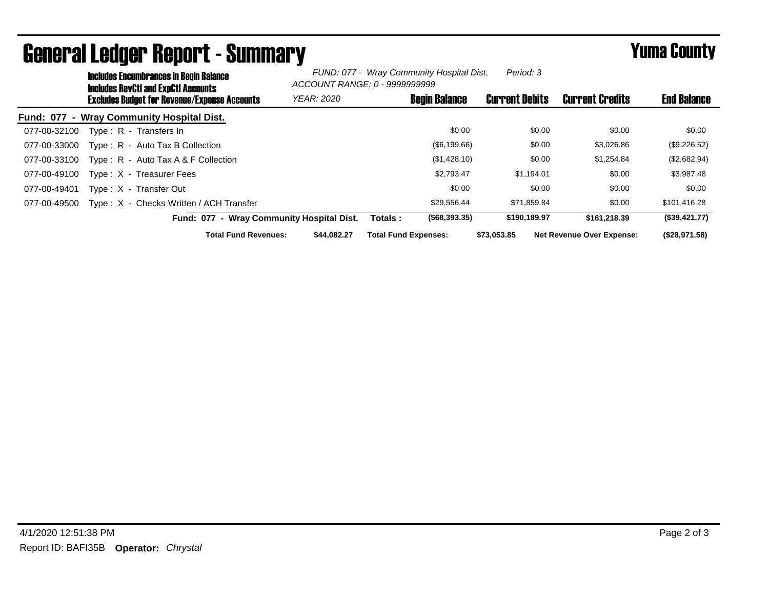# General Ledger Report - Summary

**Yuma County**

**Includes Encumbrances in Begin Balance**
**Includes RevCtl and ExpCtl Accounts**
**Excludes Budget for Revenue/Expense Accounts**

*FUND: 077 - Wray Community Hospital Dist.* *Period: 3*
*ACCOUNT RANGE: 0 - 9999999999*
*YEAR: 2020*

**Fund: 077 - Wray Community Hospital Dist.**

| Account | Description | Begin Balance | Current Debits | Current Credits | End Balance |
|---|---|---|---|---|---|
| 077-00-32100 | Type : R - Transfers In | $0.00 | $0.00 | $0.00 | $0.00 |
| 077-00-33000 | Type : R - Auto Tax B Collection | ($6,199.66) | $0.00 | $3,026.86 | ($9,226.52) |
| 077-00-33100 | Type : R - Auto Tax A & F Collection | ($1,428.10) | $0.00 | $1,254.84 | ($2,682.94) |
| 077-00-49100 | Type : X - Treasurer Fees | $2,793.47 | $1,194.01 | $0.00 | $3,987.48 |
| 077-00-49401 | Type : X - Transfer Out | $0.00 | $0.00 | $0.00 | $0.00 |
| 077-00-49500 | Type : X - Checks Written / ACH Transfer | $29,556.44 | $71,859.84 | $0.00 | $101,416.28 |
| | **Fund: 077 - Wray Community Hospital Dist. Totals :** | **($68,393.35)** | **$190,189.97** | **$161,218.39** | **($39,421.77)** |

**Total Fund Revenues:** **$44,082.27** **Total Fund Expenses:** **$73,053.85** **Net Revenue Over Expense:** **($28,971.58)**

4/1/2020 12:51:38 PM

Report ID: BAFI35B **Operator:** *Chrystal*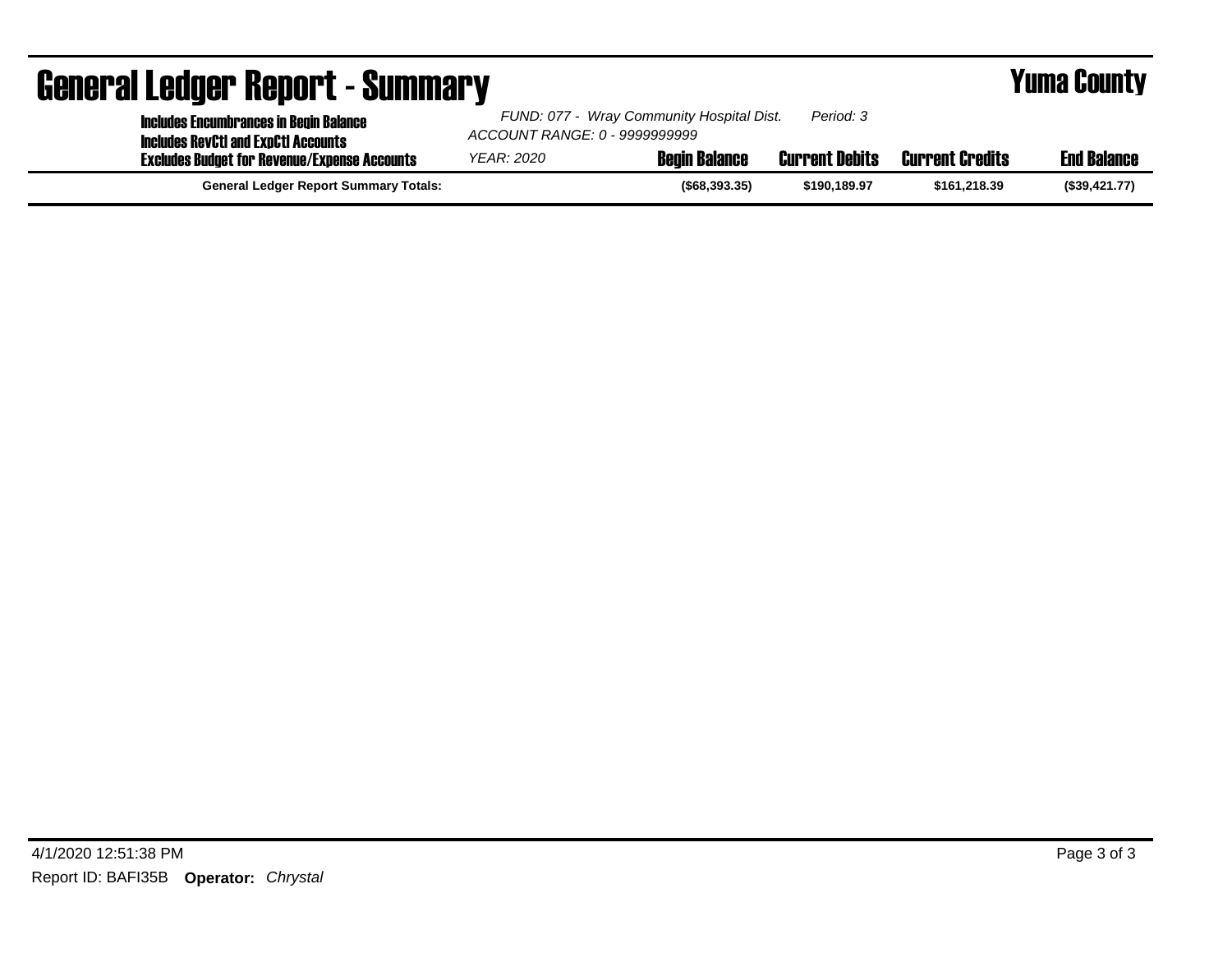# General Ledger Report - Summary

## Yuma County

**Includes Encumbrances in Begin Balance**
**Includes RevCtl and ExpCtl Accounts**
**Excludes Budget for Revenue/Expense Accounts**

*FUND: 077 - Wray Community Hospital Dist.* *Period: 3*
*ACCOUNT RANGE: 0 - 9999999999*
*YEAR: 2020*

| | Begin Balance | Current Debits | Current Credits | End Balance |
|---|---|---|---|---|
| **General Ledger Report Summary Totals:** | **($68,393.35)** | **$190,189.97** | **$161,218.39** | **($39,421.77)** |

4/1/2020 12:51:38 PM

Report ID: BAFI35B **Operator:** *Chrystal*